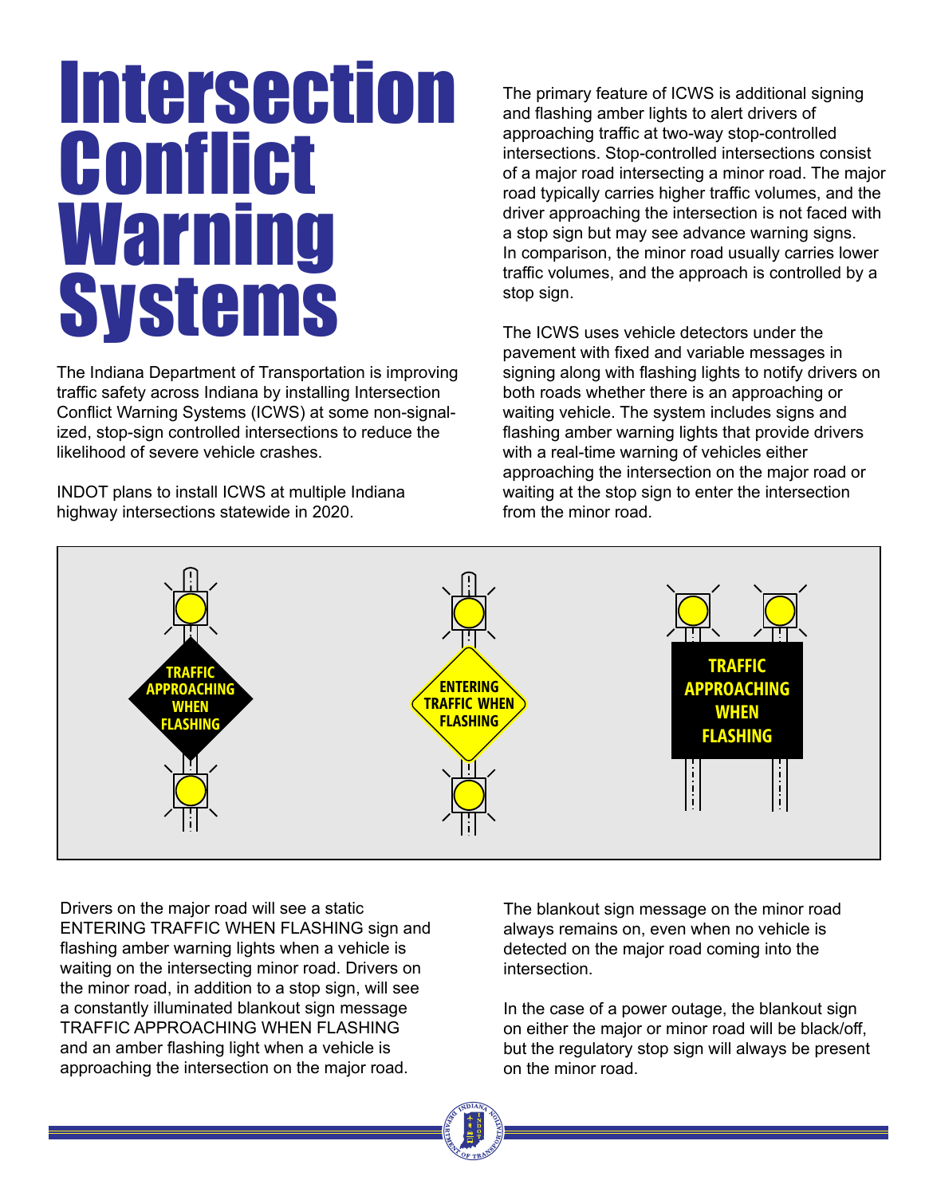# Intersection Conflict Warning Systems

The Indiana Department of Transportation is improving traffic safety across Indiana by installing Intersection Conflict Warning Systems (ICWS) at some non-signalized, stop-sign controlled intersections to reduce the likelihood of severe vehicle crashes.

INDOT plans to install ICWS at multiple Indiana highway intersections statewide in 2020.

The primary feature of ICWS is additional signing and flashing amber lights to alert drivers of approaching traffic at two-way stop-controlled intersections. Stop-controlled intersections consist of a major road intersecting a minor road. The major road typically carries higher traffic volumes, and the driver approaching the intersection is not faced with a stop sign but may see advance warning signs. In comparison, the minor road usually carries lower traffic volumes, and the approach is controlled by a stop sign.

The ICWS uses vehicle detectors under the pavement with fixed and variable messages in signing along with flashing lights to notify drivers on both roads whether there is an approaching or waiting vehicle. The system includes signs and flashing amber warning lights that provide drivers with a real-time warning of vehicles either approaching the intersection on the major road or waiting at the stop sign to enter the intersection from the minor road.

TRAFFIC APPROACHING WHEN FLASHING

ENTERING TRAFFIC WHEN FLASHING

TRAFFIC APPROACHING WHEN FLASHING

Drivers on the major road will see a static ENTERING TRAFFIC WHEN FLASHING sign and flashing amber warning lights when a vehicle is waiting on the intersecting minor road. Drivers on the minor road, in addition to a stop sign, will see a constantly illuminated blankout sign message TRAFFIC APPROACHING WHEN FLASHING and an amber flashing light when a vehicle is approaching the intersection on the major road.

The blankout sign message on the minor road always remains on, even when no vehicle is detected on the major road coming into the intersection.

In the case of a power outage, the blankout sign on either the major or minor road will be black/off, but the regulatory stop sign will always be present on the minor road.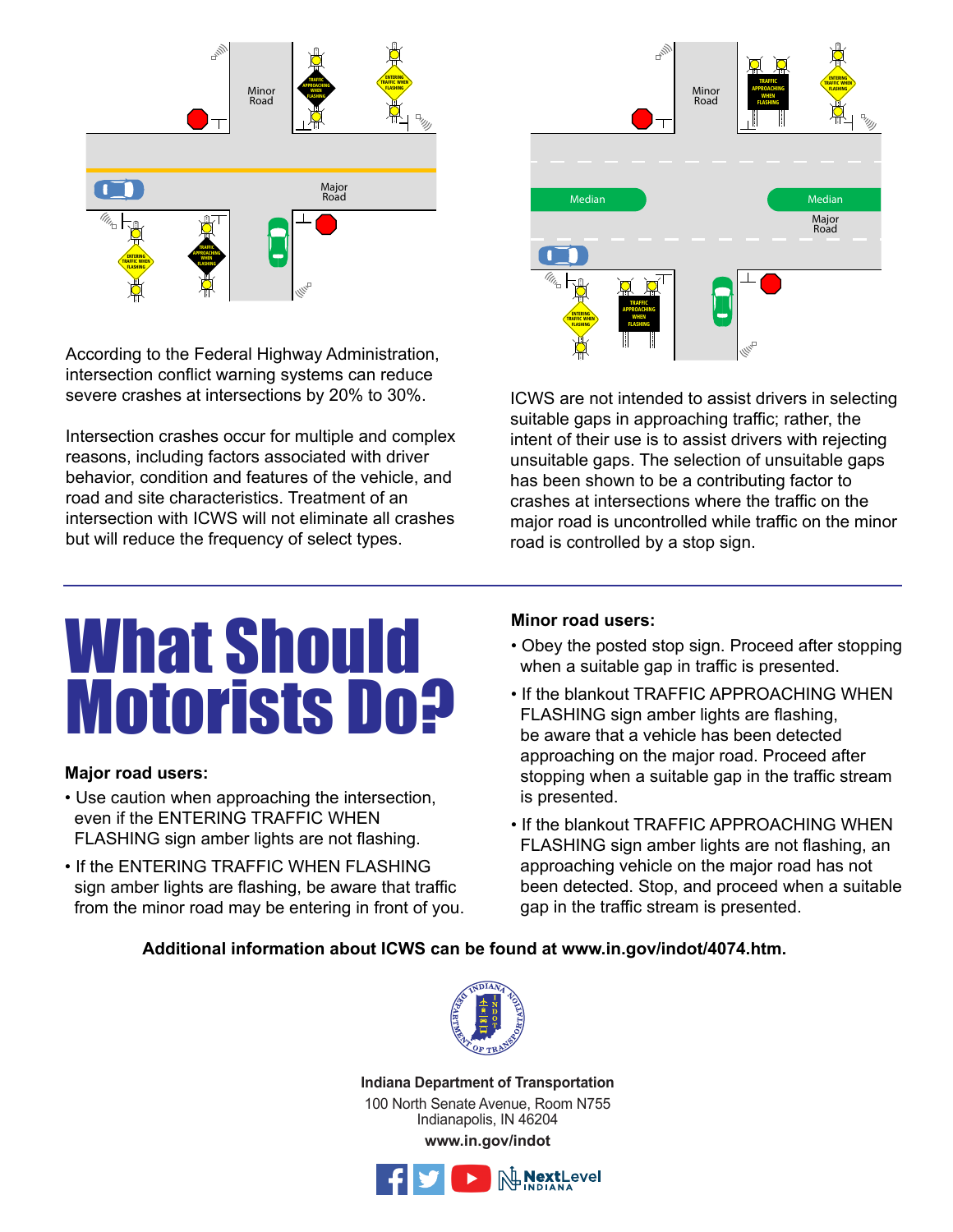According to the Federal Highway Administration, intersection conflict warning systems can reduce severe crashes at intersections by 20% to 30%.

Intersection crashes occur for multiple and complex reasons, including factors associated with driver behavior, condition and features of the vehicle, and road and site characteristics. Treatment of an intersection with ICWS will not eliminate all crashes but will reduce the frequency of select types.

ICWS are not intended to assist drivers in selecting suitable gaps in approaching traffic; rather, the intent of their use is to assist drivers with rejecting unsuitable gaps. The selection of unsuitable gaps has been shown to be a contributing factor to crashes at intersections where the traffic on the major road is uncontrolled while traffic on the minor road is controlled by a stop sign.

# What Should Motorists Do?

**Major road users:**

- Use caution when approaching the intersection, even if the ENTERING TRAFFIC WHEN FLASHING sign amber lights are not flashing.
- If the ENTERING TRAFFIC WHEN FLASHING sign amber lights are flashing, be aware that traffic from the minor road may be entering in front of you.

**Minor road users:**

- Obey the posted stop sign. Proceed after stopping when a suitable gap in traffic is presented.
- If the blankout TRAFFIC APPROACHING WHEN FLASHING sign amber lights are flashing, be aware that a vehicle has been detected approaching on the major road. Proceed after stopping when a suitable gap in the traffic stream is presented.
- If the blankout TRAFFIC APPROACHING WHEN FLASHING sign amber lights are not flashing, an approaching vehicle on the major road has not been detected. Stop, and proceed when a suitable gap in the traffic stream is presented.

**Additional information about ICWS can be found at www.in.gov/indot/4074.htm.**

**Indiana Department of Transportation**
100 North Senate Avenue, Room N755
Indianapolis, IN 46204
**www.in.gov/indot**